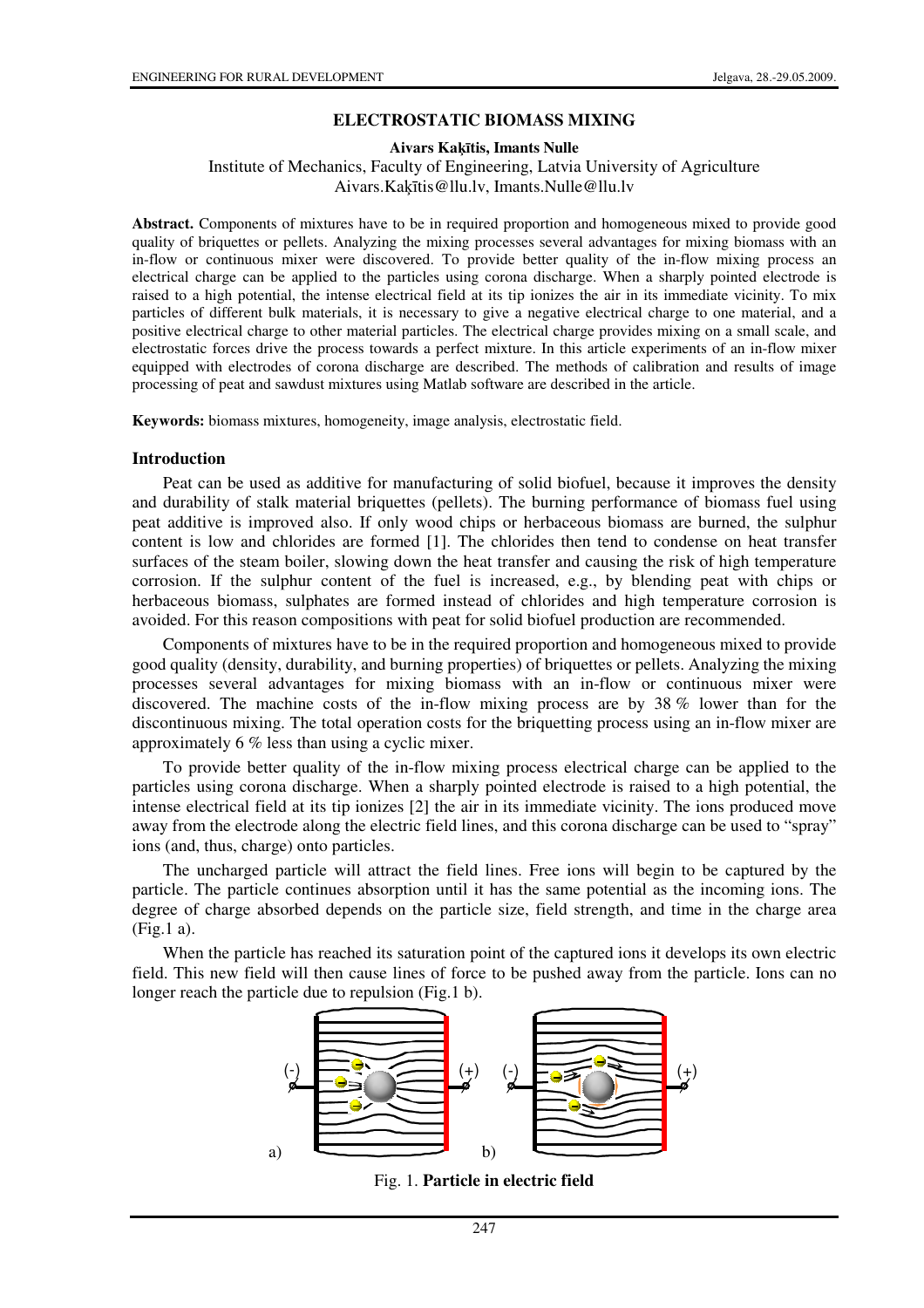# ELECTROSTATIC BIOMASS MIXING

**Aivars Kaķītis, Imants Nulle**

Institute of Mechanics, Faculty of Engineering, Latvia University of Agriculture

Aivars.Kaķītis@llu.lv, Imants.Nulle@llu.lv

**Abstract.** Components of mixtures have to be in required proportion and homogeneous mixed to provide good quality of briquettes or pellets. Analyzing the mixing processes several advantages for mixing biomass with an in-flow or continuous mixer were discovered. To provide better quality of the in-flow mixing process an electrical charge can be applied to the particles using corona discharge. When a sharply pointed electrode is raised to a high potential, the intense electrical field at its tip ionizes the air in its immediate vicinity. To mix particles of different bulk materials, it is necessary to give a negative electrical charge to one material, and a positive electrical charge to other material particles. The electrical charge provides mixing on a small scale, and electrostatic forces drive the process towards a perfect mixture. In this article experiments of an in-flow mixer equipped with electrodes of corona discharge are described. The methods of calibration and results of image processing of peat and sawdust mixtures using Matlab software are described in the article.

**Keywords:** biomass mixtures, homogeneity, image analysis, electrostatic field.

## Introduction

Peat can be used as additive for manufacturing of solid biofuel, because it improves the density and durability of stalk material briquettes (pellets). The burning performance of biomass fuel using peat additive is improved also. If only wood chips or herbaceous biomass are burned, the sulphur content is low and chlorides are formed [1]. The chlorides then tend to condense on heat transfer surfaces of the steam boiler, slowing down the heat transfer and causing the risk of high temperature corrosion. If the sulphur content of the fuel is increased, e.g., by blending peat with chips or herbaceous biomass, sulphates are formed instead of chlorides and high temperature corrosion is avoided. For this reason compositions with peat for solid biofuel production are recommended.

Components of mixtures have to be in the required proportion and homogeneous mixed to provide good quality (density, durability, and burning properties) of briquettes or pellets. Analyzing the mixing processes several advantages for mixing biomass with an in-flow or continuous mixer were discovered. The machine costs of the in-flow mixing process are by 38 % lower than for the discontinuous mixing. The total operation costs for the briquetting process using an in-flow mixer are approximately 6 % less than using a cyclic mixer.

To provide better quality of the in-flow mixing process electrical charge can be applied to the particles using corona discharge. When a sharply pointed electrode is raised to a high potential, the intense electrical field at its tip ionizes [2] the air in its immediate vicinity. The ions produced move away from the electrode along the electric field lines, and this corona discharge can be used to "spray" ions (and, thus, charge) onto particles.

The uncharged particle will attract the field lines. Free ions will begin to be captured by the particle. The particle continues absorption until it has the same potential as the incoming ions. The degree of charge absorbed depends on the particle size, field strength, and time in the charge area (Fig.1 a).

When the particle has reached its saturation point of the captured ions it develops its own electric field. This new field will then cause lines of force to be pushed away from the particle. Ions can no longer reach the particle due to repulsion (Fig.1 b).

Fig. 1. **Particle in electric field**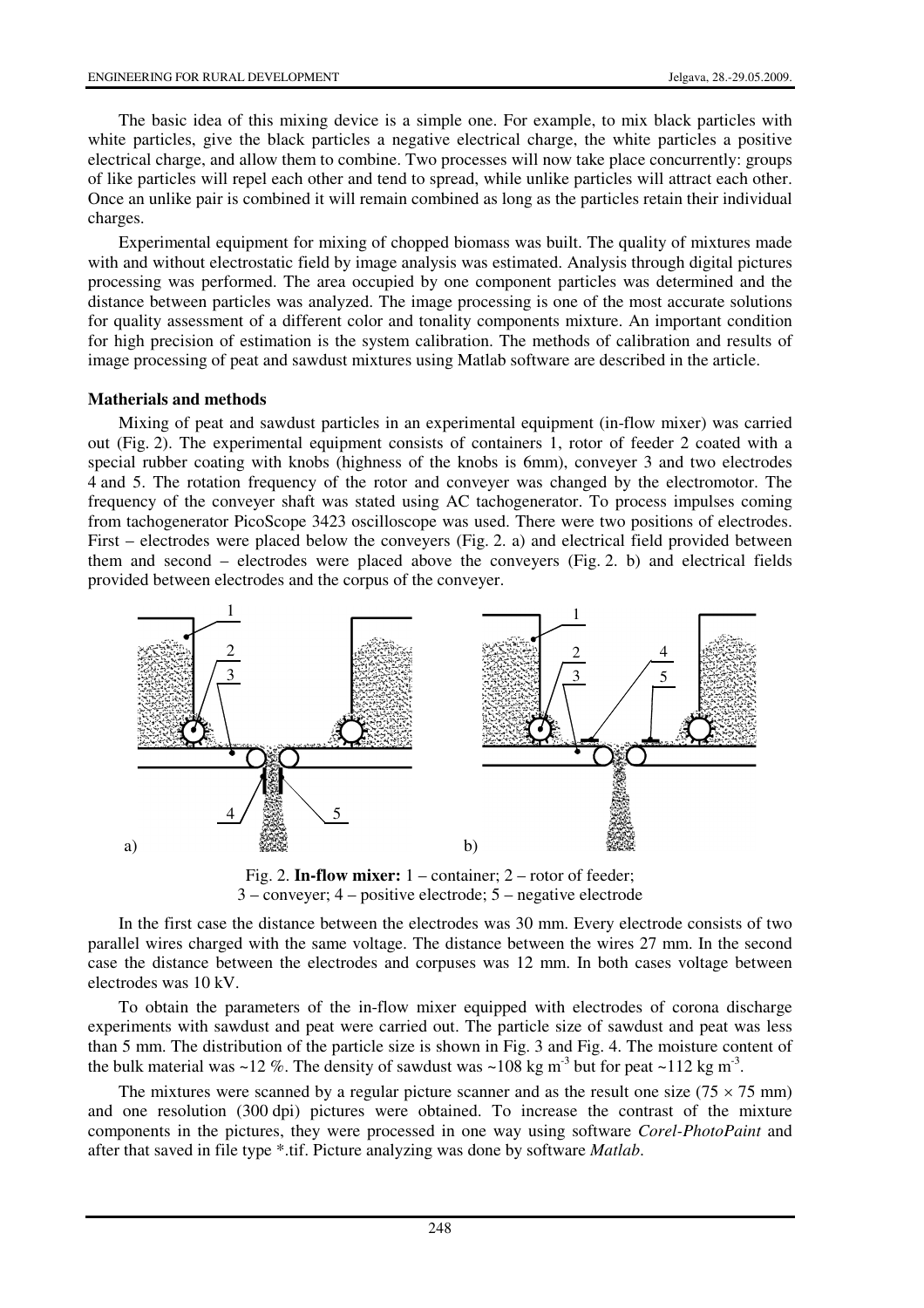The basic idea of this mixing device is a simple one. For example, to mix black particles with white particles, give the black particles a negative electrical charge, the white particles a positive electrical charge, and allow them to combine. Two processes will now take place concurrently: groups of like particles will repel each other and tend to spread, while unlike particles will attract each other. Once an unlike pair is combined it will remain combined as long as the particles retain their individual charges.

Experimental equipment for mixing of chopped biomass was built. The quality of mixtures made with and without electrostatic field by image analysis was estimated. Analysis through digital pictures processing was performed. The area occupied by one component particles was determined and the distance between particles was analyzed. The image processing is one of the most accurate solutions for quality assessment of a different color and tonality components mixture. An important condition for high precision of estimation is the system calibration. The methods of calibration and results of image processing of peat and sawdust mixtures using Matlab software are described in the article.

**Matherials and methods**

Mixing of peat and sawdust particles in an experimental equipment (in-flow mixer) was carried out (Fig. 2). The experimental equipment consists of containers 1, rotor of feeder 2 coated with a special rubber coating with knobs (highness of the knobs is 6mm), conveyer 3 and two electrodes 4 and 5. The rotation frequency of the rotor and conveyer was changed by the electromotor. The frequency of the conveyer shaft was stated using AC tachogenerator. To process impulses coming from tachogenerator PicoScope 3423 oscilloscope was used. There were two positions of electrodes. First – electrodes were placed below the conveyers (Fig. 2. a) and electrical field provided between them and second – electrodes were placed above the conveyers (Fig. 2. b) and electrical fields provided between electrodes and the corpus of the conveyer.

Fig. 2. **In-flow mixer:** 1 – container; 2 – rotor of feeder; 3 – conveyer; 4 – positive electrode; 5 – negative electrode

In the first case the distance between the electrodes was 30 mm. Every electrode consists of two parallel wires charged with the same voltage. The distance between the wires 27 mm. In the second case the distance between the electrodes and corpuses was 12 mm. In both cases voltage between electrodes was 10 kV.

To obtain the parameters of the in-flow mixer equipped with electrodes of corona discharge experiments with sawdust and peat were carried out. The particle size of sawdust and peat was less than 5 mm. The distribution of the particle size is shown in Fig. 3 and Fig. 4. The moisture content of the bulk material was ~12 %. The density of sawdust was ~108 kg m$^{-3}$ but for peat ~112 kg m$^{-3}$.

The mixtures were scanned by a regular picture scanner and as the result one size (75 × 75 mm) and one resolution (300 dpi) pictures were obtained. To increase the contrast of the mixture components in the pictures, they were processed in one way using software *Corel-PhotoPaint* and after that saved in file type *.tif. Picture analyzing was done by software *Matlab*.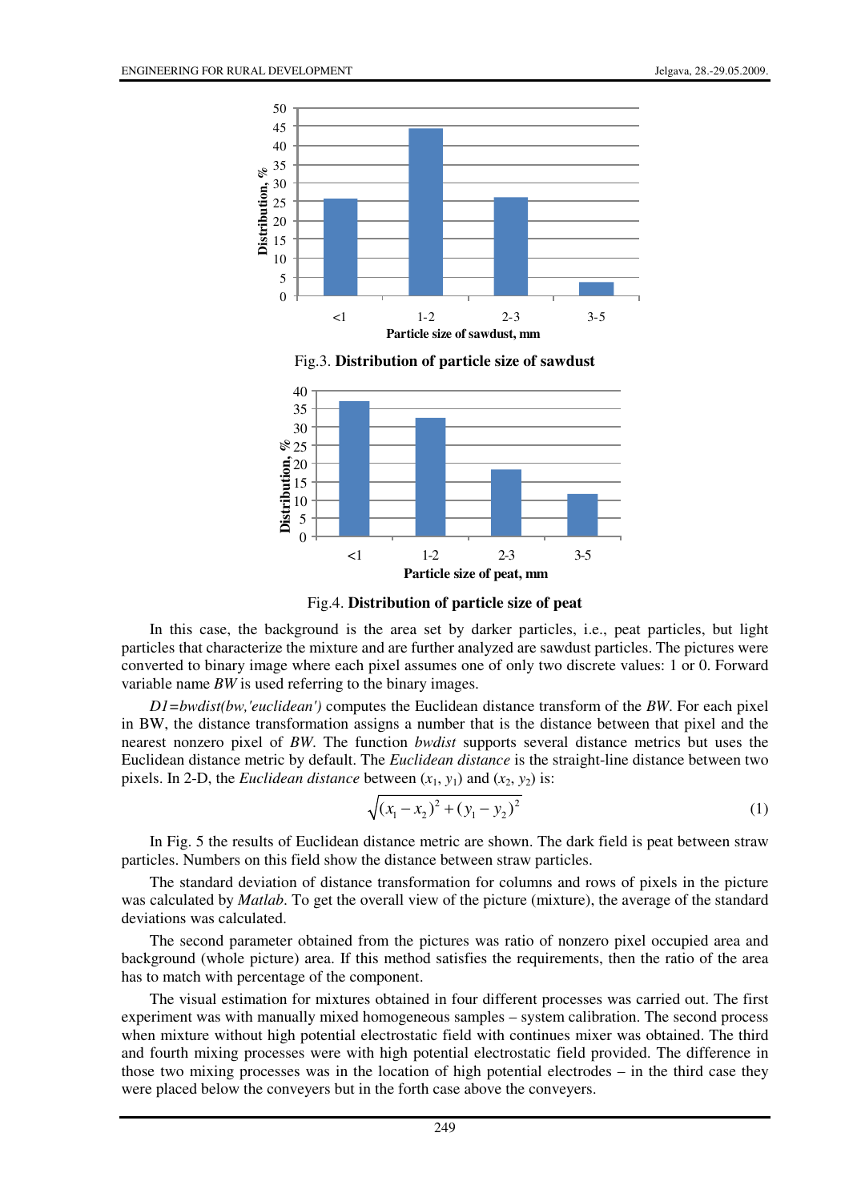Fig.3. **Distribution of particle size of sawdust**

Fig.4. **Distribution of particle size of peat**

In this case, the background is the area set by darker particles, i.e., peat particles, but light particles that characterize the mixture and are further analyzed are sawdust particles. The pictures were converted to binary image where each pixel assumes one of only two discrete values: 1 or 0. Forward variable name *BW* is used referring to the binary images.

*D1=bwdist(bw,'euclidean')* computes the Euclidean distance transform of the *BW*. For each pixel in BW, the distance transformation assigns a number that is the distance between that pixel and the nearest nonzero pixel of *BW*. The function *bwdist* supports several distance metrics but uses the Euclidean distance metric by default. The *Euclidean distance* is the straight-line distance between two pixels. In 2-D, the *Euclidean distance* between ($x_1$, $y_1$) and ($x_2$, $y_2$) is:

$$\sqrt{(x_1 - x_2)^2 + (y_1 - y_2)^2} \tag{1}$$

In Fig. 5 the results of Euclidean distance metric are shown. The dark field is peat between straw particles. Numbers on this field show the distance between straw particles.

The standard deviation of distance transformation for columns and rows of pixels in the picture was calculated by *Matlab*. To get the overall view of the picture (mixture), the average of the standard deviations was calculated.

The second parameter obtained from the pictures was ratio of nonzero pixel occupied area and background (whole picture) area. If this method satisfies the requirements, then the ratio of the area has to match with percentage of the component.

The visual estimation for mixtures obtained in four different processes was carried out. The first experiment was with manually mixed homogeneous samples – system calibration. The second process when mixture without high potential electrostatic field with continues mixer was obtained. The third and fourth mixing processes were with high potential electrostatic field provided. The difference in those two mixing processes was in the location of high potential electrodes – in the third case they were placed below the conveyers but in the forth case above the conveyers.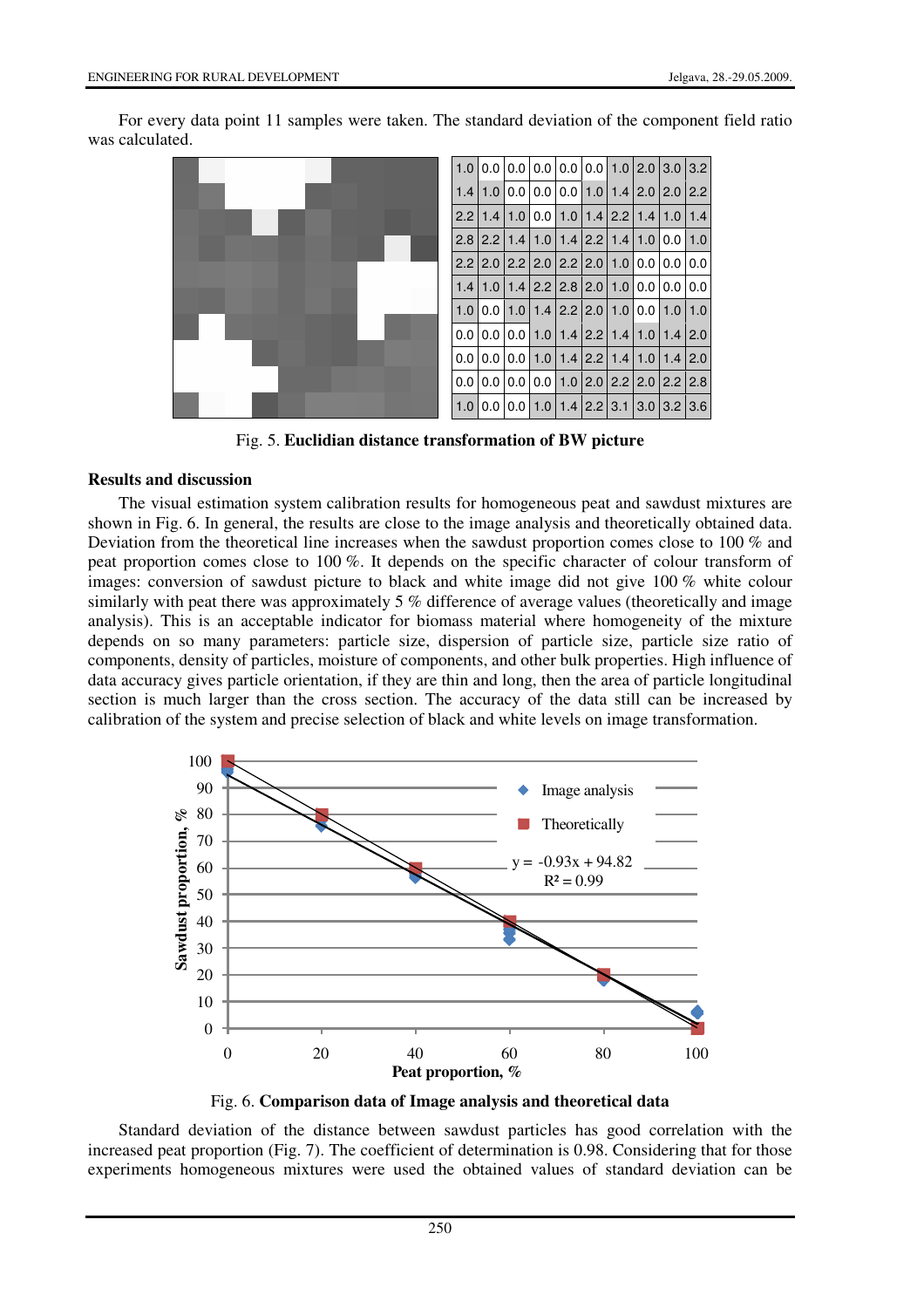For every data point 11 samples were taken. The standard deviation of the component field ratio was calculated.

| 1.0 | 0.0 | 0.0 | 0.0 | 0.0 | 0.0 | 1.0 | 2.0 | 3.0 | 3.2 |
|---|---|---|---|---|---|---|---|---|---|
| 1.4 | 1.0 | 0.0 | 0.0 | 0.0 | 1.0 | 1.4 | 2.0 | 2.0 | 2.2 |
| 2.2 | 1.4 | 1.0 | 0.0 | 1.0 | 1.4 | 2.2 | 1.4 | 1.0 | 1.4 |
| 2.8 | 2.2 | 1.4 | 1.0 | 1.4 | 2.2 | 1.4 | 1.0 | 0.0 | 1.0 |
| 2.2 | 2.0 | 2.2 | 2.0 | 2.2 | 2.0 | 1.0 | 0.0 | 0.0 | 0.0 |
| 1.4 | 1.0 | 1.4 | 2.2 | 2.8 | 2.0 | 1.0 | 0.0 | 0.0 | 0.0 |
| 1.0 | 0.0 | 1.0 | 1.4 | 2.2 | 2.0 | 1.0 | 0.0 | 1.0 | 1.0 |
| 0.0 | 0.0 | 0.0 | 1.0 | 1.4 | 2.2 | 1.4 | 1.0 | 1.4 | 2.0 |
| 0.0 | 0.0 | 0.0 | 1.0 | 1.4 | 2.2 | 1.4 | 1.0 | 1.4 | 2.0 |
| 0.0 | 0.0 | 0.0 | 0.0 | 1.0 | 2.0 | 2.2 | 2.0 | 2.2 | 2.8 |
| 1.0 | 0.0 | 0.0 | 1.0 | 1.4 | 2.2 | 3.1 | 3.0 | 3.2 | 3.6 |

Fig. 5. **Euclidian distance transformation of BW picture**

## Results and discussion

The visual estimation system calibration results for homogeneous peat and sawdust mixtures are shown in Fig. 6. In general, the results are close to the image analysis and theoretically obtained data. Deviation from the theoretical line increases when the sawdust proportion comes close to 100 % and peat proportion comes close to 100 %. It depends on the specific character of colour transform of images: conversion of sawdust picture to black and white image did not give 100 % white colour similarly with peat there was approximately 5 % difference of average values (theoretically and image analysis). This is an acceptable indicator for biomass material where homogeneity of the mixture depends on so many parameters: particle size, dispersion of particle size, particle size ratio of components, density of particles, moisture of components, and other bulk properties. High influence of data accuracy gives particle orientation, if they are thin and long, then the area of particle longitudinal section is much larger than the cross section. The accuracy of the data still can be increased by calibration of the system and precise selection of black and white levels on image transformation.

Fig. 6. **Comparison data of Image analysis and theoretical data**

Standard deviation of the distance between sawdust particles has good correlation with the increased peat proportion (Fig. 7). The coefficient of determination is 0.98. Considering that for those experiments homogeneous mixtures were used the obtained values of standard deviation can be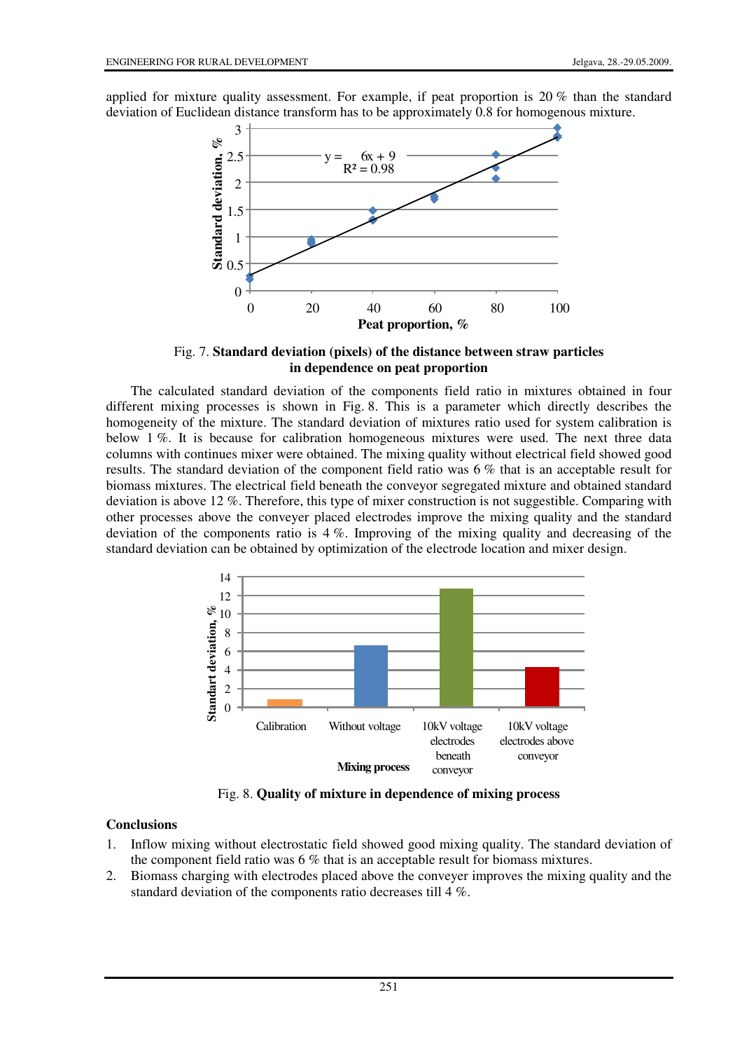applied for mixture quality assessment. For example, if peat proportion is 20 % than the standard deviation of Euclidean distance transform has to be approximately 0.8 for homogenous mixture.

Fig. 7. **Standard deviation (pixels) of the distance between straw particles in dependence on peat proportion**

The calculated standard deviation of the components field ratio in mixtures obtained in four different mixing processes is shown in Fig. 8. This is a parameter which directly describes the homogeneity of the mixture. The standard deviation of mixtures ratio used for system calibration is below 1 %. It is because for calibration homogeneous mixtures were used. The next three data columns with continues mixer were obtained. The mixing quality without electrical field showed good results. The standard deviation of the component field ratio was 6 % that is an acceptable result for biomass mixtures. The electrical field beneath the conveyor segregated mixture and obtained standard deviation is above 12 %. Therefore, this type of mixer construction is not suggestible. Comparing with other processes above the conveyer placed electrodes improve the mixing quality and the standard deviation of the components ratio is 4 %. Improving of the mixing quality and decreasing of the standard deviation can be obtained by optimization of the electrode location and mixer design.

Fig. 8. **Quality of mixture in dependence of mixing process**

## Conclusions

1. Inflow mixing without electrostatic field showed good mixing quality. The standard deviation of the component field ratio was 6 % that is an acceptable result for biomass mixtures.
2. Biomass charging with electrodes placed above the conveyer improves the mixing quality and the standard deviation of the components ratio decreases till 4 %.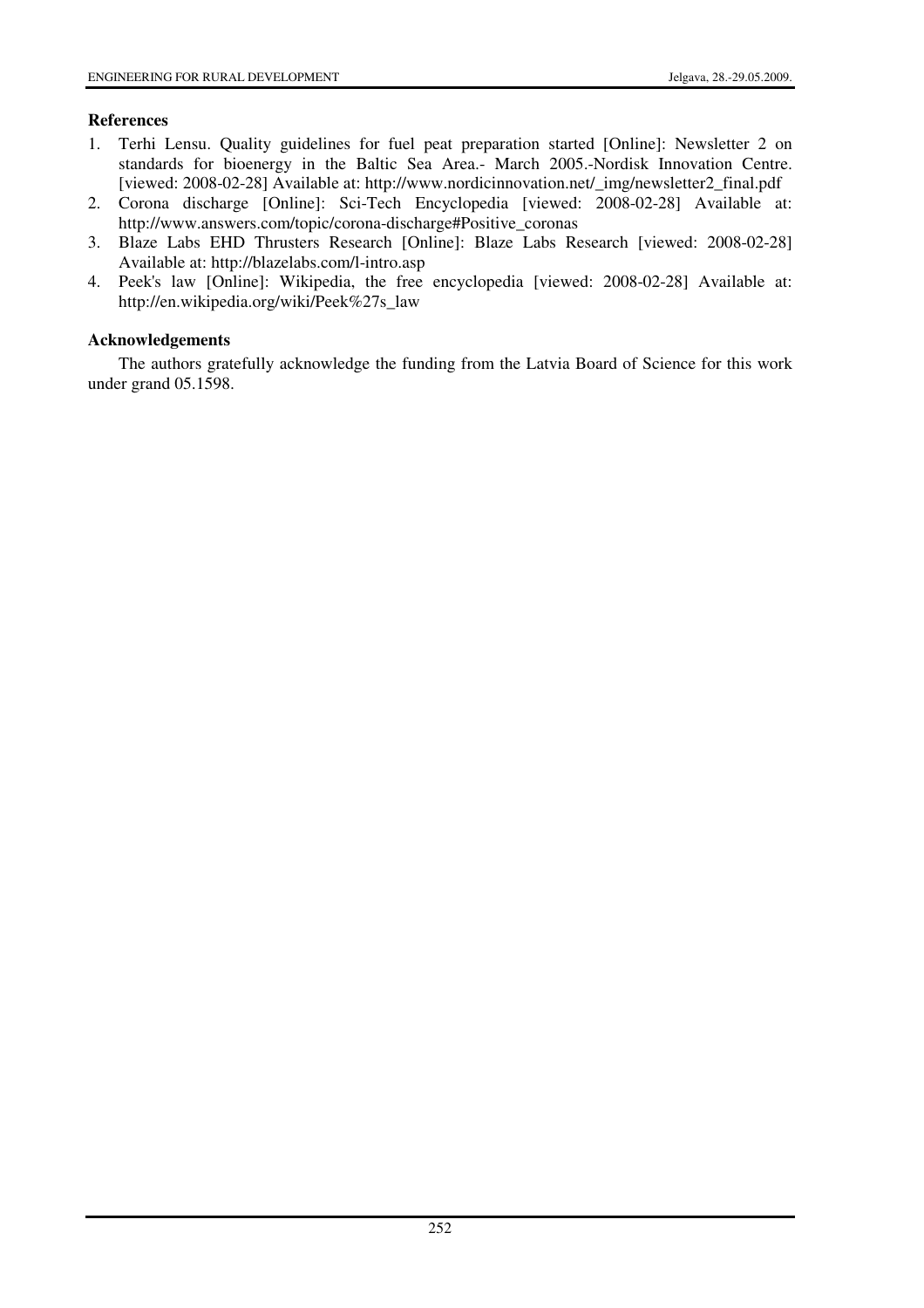## References

1. Terhi Lensu. Quality guidelines for fuel peat preparation started [Online]: Newsletter 2 on standards for bioenergy in the Baltic Sea Area.- March 2005.-Nordisk Innovation Centre. [viewed: 2008-02-28] Available at: http://www.nordicinnovation.net/_img/newsletter2_final.pdf
2. Corona discharge [Online]: Sci-Tech Encyclopedia [viewed: 2008-02-28] Available at: http://www.answers.com/topic/corona-discharge#Positive_coronas
3. Blaze Labs EHD Thrusters Research [Online]: Blaze Labs Research [viewed: 2008-02-28] Available at: http://blazelabs.com/l-intro.asp
4. Peek's law [Online]: Wikipedia, the free encyclopedia [viewed: 2008-02-28] Available at: http://en.wikipedia.org/wiki/Peek%27s_law

## Acknowledgements

The authors gratefully acknowledge the funding from the Latvia Board of Science for this work under grand 05.1598.